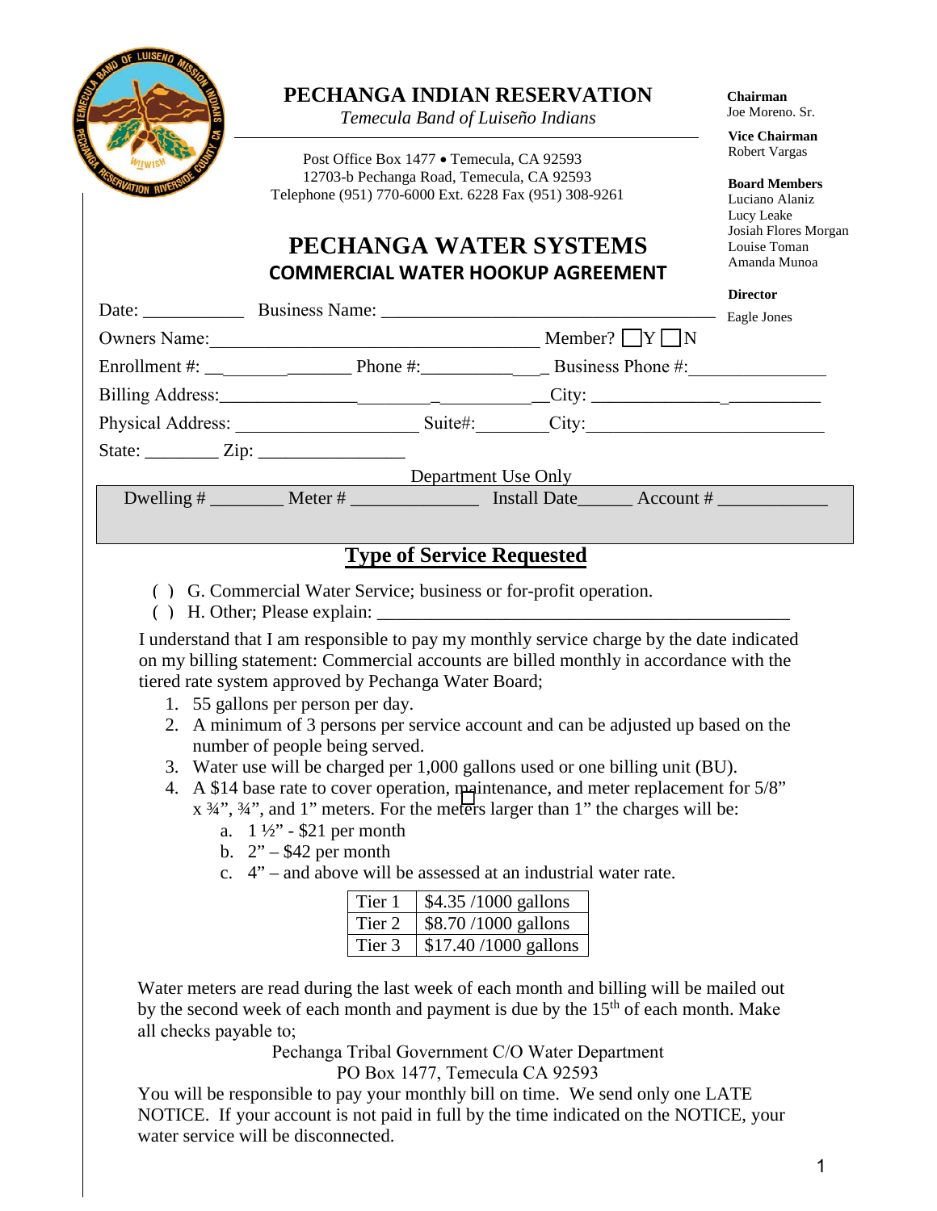# PECHANGA INDIAN RESERVATION

*Temecula Band of Luiseño Indians*

Post Office Box 1477 • Temecula, CA 92593
12703-b Pechanga Road, Temecula, CA 92593
Telephone (951) 770-6000 Ext. 6228 Fax (951) 308-9261

**Chairman**
Joe Moreno. Sr.

**Vice Chairman**
Robert Vargas

**Board Members**
Luciano Alaniz
Lucy Leake
Josiah Flores Morgan
Louise Toman
Amanda Munoa

**Director**
Eagle Jones

## PECHANGA WATER SYSTEMS

### COMMERCIAL WATER HOOKUP AGREEMENT

Date: ___________ Business Name: ______________________________________

Owners Name: ______________________________________ Member? ☐Y ☐N

Enrollment #: ______________________ Phone #: _____________ Business Phone #: _______________

Billing Address: ________________________________________ City: _________________________

Physical Address: ____________________ Suite#: ________ City: _________________________

State: ________ Zip: ________________

Department Use Only

Dwelling # ________ Meter # ______________ Install Date______ Account # ____________

## Type of Service Requested

( ) G. Commercial Water Service; business or for-profit operation.
( ) H. Other; Please explain: _____________________________________________

I understand that I am responsible to pay my monthly service charge by the date indicated on my billing statement: Commercial accounts are billed monthly in accordance with the tiered rate system approved by Pechanga Water Board;

1. 55 gallons per person per day.
2. A minimum of 3 persons per service account and can be adjusted up based on the number of people being served.
3. Water use will be charged per 1,000 gallons used or one billing unit (BU).
4. A $14 base rate to cover operation, maintenance, and meter replacement for 5/8" x ¾", ¾", and 1" meters. For the meters larger than 1" the charges will be:
   a. 1 ½" - $21 per month
   b. 2" – $42 per month
   c. 4" – and above will be assessed at an industrial water rate.

| | |
|---|---|
| Tier 1 | $4.35 /1000 gallons |
| Tier 2 | $8.70 /1000 gallons |
| Tier 3 | $17.40 /1000 gallons |

Water meters are read during the last week of each month and billing will be mailed out by the second week of each month and payment is due by the 15th of each month. Make all checks payable to;

Pechanga Tribal Government C/O Water Department
PO Box 1477, Temecula CA 92593

You will be responsible to pay your monthly bill on time. We send only one LATE NOTICE. If your account is not paid in full by the time indicated on the NOTICE, your water service will be disconnected.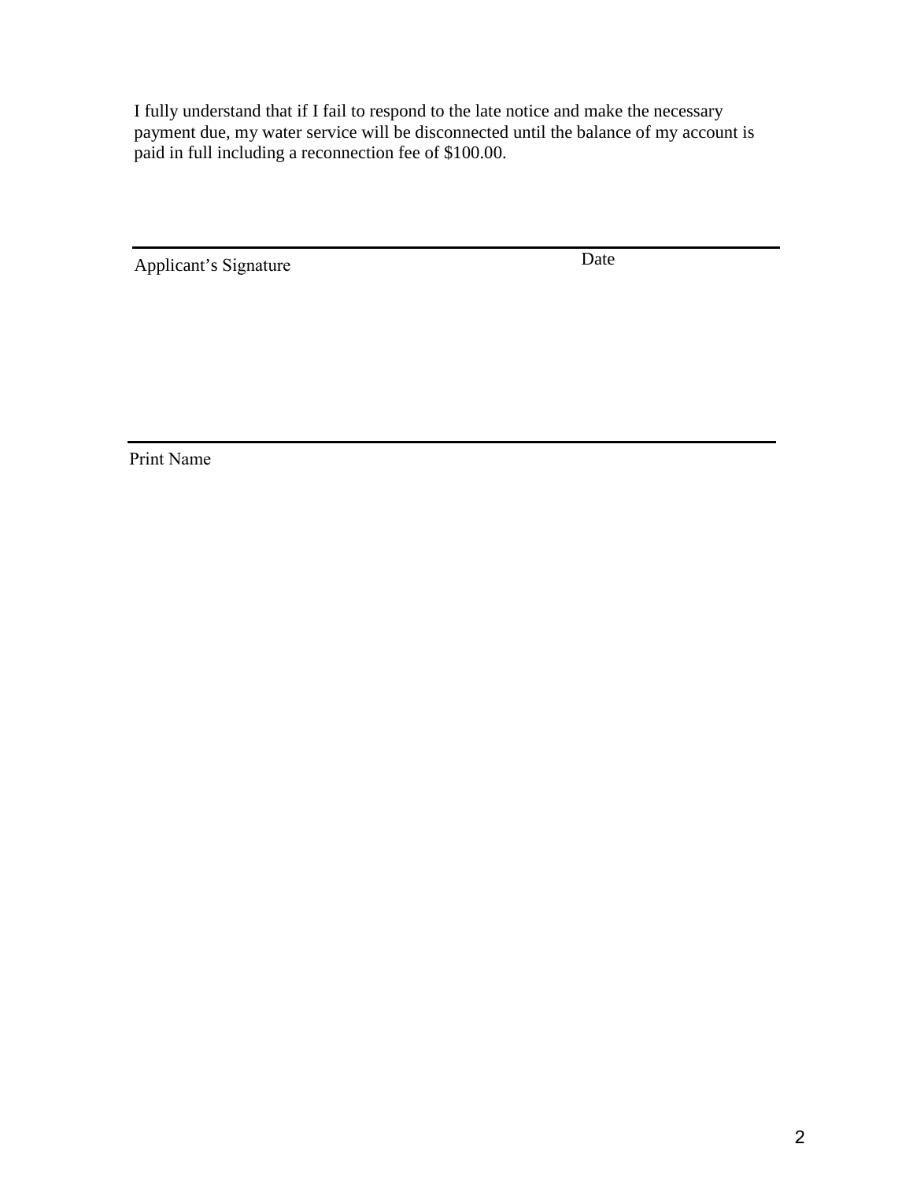I fully understand that if I fail to respond to the late notice and make the necessary payment due, my water service will be disconnected until the balance of my account is paid in full including a reconnection fee of $100.00.

______________________________________________________________________

Applicant's Signature                                        Date

______________________________________________________________________

Print Name